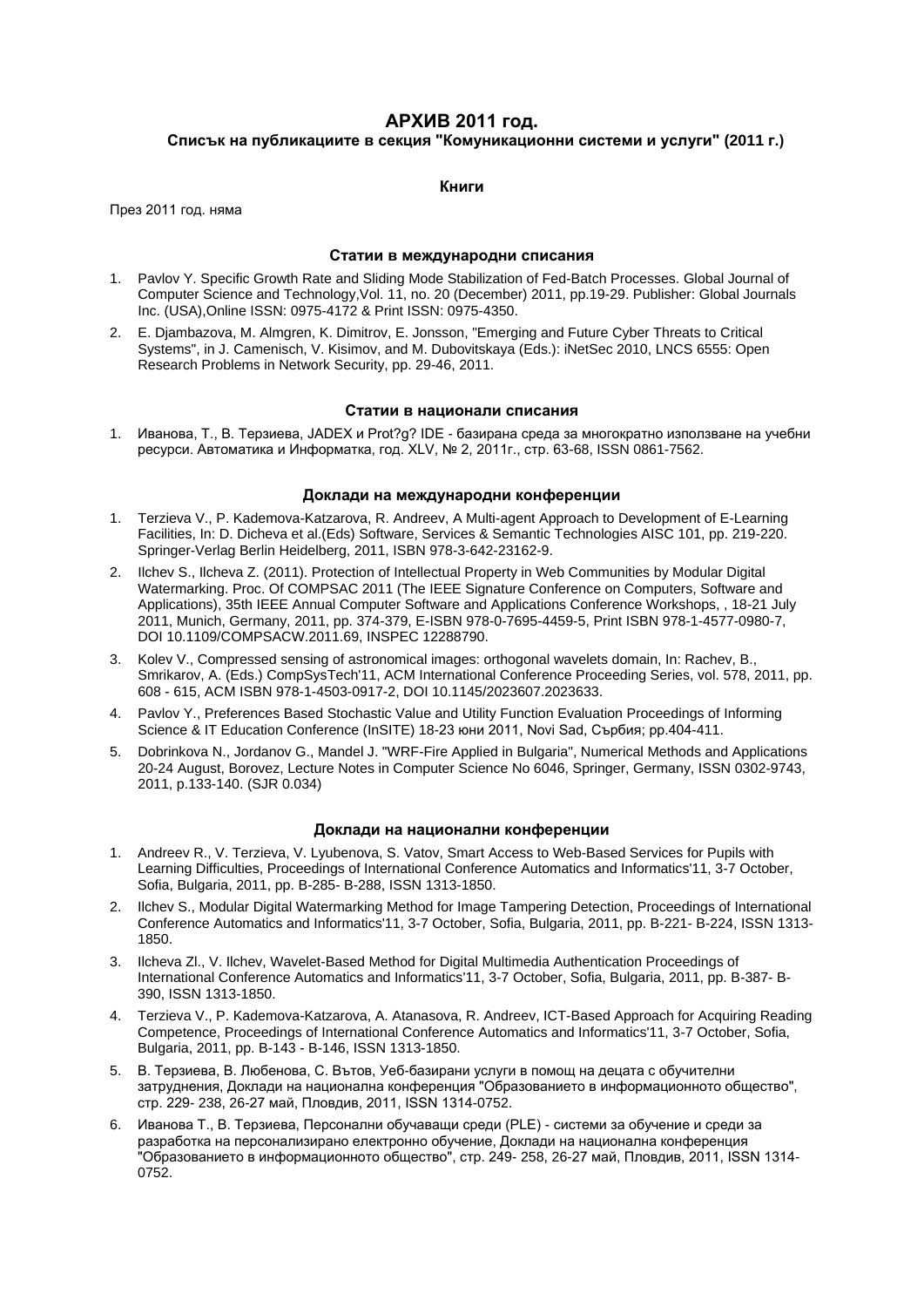# АРХИВ 2011 год.

## Списък на публикациите в секция "Комуникационни системи и услуги" (2011 г.)

### Книги

През 2011 год. няма

### Статии в международни списания

1. Pavlov Y. Specific Growth Rate and Sliding Mode Stabilization of Fed-Batch Processes. Global Journal of Computer Science and Technology,Vol. 11, no. 20 (December) 2011, pp.19-29. Publisher: Global Journals Inc. (USA),Online ISSN: 0975-4172 & Print ISSN: 0975-4350.
2. E. Djambazova, M. Almgren, K. Dimitrov, E. Jonsson, "Emerging and Future Cyber Threats to Critical Systems", in J. Camenisch, V. Kisimov, and M. Dubovitskaya (Eds.): iNetSec 2010, LNCS 6555: Open Research Problems in Network Security, pp. 29-46, 2011.

### Статии в национали списания

1. Иванова, Т., В. Терзиева, JADEX и Prot?g? IDE - базирана среда за многократно използване на учебни ресурси. Автоматика и Информатка, год. XLV, № 2, 2011г., стр. 63-68, ISSN 0861-7562.

### Доклади на международни конференции

1. Terzieva V., P. Kademova-Katzarova, R. Andreev, A Multi-agent Approach to Development of E-Learning Facilities, In: D. Dicheva et al.(Eds) Software, Services & Semantic Technologies AISC 101, pp. 219-220. Springer-Verlag Berlin Heidelberg, 2011, ISBN 978-3-642-23162-9.
2. Ilchev S., Ilcheva Z. (2011). Protection of Intellectual Property in Web Communities by Modular Digital Watermarking. Proc. Of COMPSAC 2011 (The IEEE Signature Conference on Computers, Software and Applications), 35th IEEE Annual Computer Software and Applications Conference Workshops, , 18-21 July 2011, Munich, Germany, 2011, pp. 374-379, E-ISBN 978-0-7695-4459-5, Print ISBN 978-1-4577-0980-7, DOI 10.1109/COMPSACW.2011.69, INSPEC 12288790.
3. Kolev V., Compressed sensing of astronomical images: orthogonal wavelets domain, In: Rachev, B., Smrikarov, A. (Eds.) CompSysTech'11, ACM International Conference Proceeding Series, vol. 578, 2011, pp. 608 - 615, ACM ISBN 978-1-4503-0917-2, DOI 10.1145/2023607.2023633.
4. Pavlov Y., Preferences Based Stochastic Value and Utility Function Evaluation Proceedings of Informing Science & IT Education Conference (InSITE) 18-23 юни 2011, Novi Sad, Сърбия; pp.404-411.
5. Dobrinkova N., Jordanov G., Mandel J. "WRF-Fire Applied in Bulgaria", Numerical Methods and Applications 20-24 August, Borovez, Lecture Notes in Computer Science No 6046, Springer, Germany, ISSN 0302-9743, 2011, p.133-140. (SJR 0.034)

### Доклади на национални конференции

1. Andreev R., V. Terzieva, V. Lyubenova, S. Vatov, Smart Access to Web-Based Services for Pupils with Learning Difficulties, Proceedings of International Conference Automatics and Informatics'11, 3-7 October, Sofia, Bulgaria, 2011, pp. B-285- B-288, ISSN 1313-1850.
2. Ilchev S., Modular Digital Watermarking Method for Image Tampering Detection, Proceedings of International Conference Automatics and Informatics'11, 3-7 October, Sofia, Bulgaria, 2011, pp. B-221- B-224, ISSN 1313-1850.
3. Ilcheva Zl., V. Ilchev, Wavelet-Based Method for Digital Multimedia Authentication Proceedings of International Conference Automatics and Informatics'11, 3-7 October, Sofia, Bulgaria, 2011, pp. B-387- B-390, ISSN 1313-1850.
4. Terzieva V., P. Kademova-Katzarova, A. Atanasova, R. Andreev, ICT-Based Approach for Acquiring Reading Competence, Proceedings of International Conference Automatics and Informatics'11, 3-7 October, Sofia, Bulgaria, 2011, pp. B-143 - B-146, ISSN 1313-1850.
5. В. Терзиева, В. Любенова, С. Вътов, Уеб-базирани услуги в помощ на децата с обучителни затруднения, Доклади на национална конференция "Образованието в информационното общество", стр. 229- 238, 26-27 май, Пловдив, 2011, ISSN 1314-0752.
6. Иванова Т., В. Терзиева, Персонални обучаващи среди (PLE) - системи за обучение и среди за разработка на персонализирано електронно обучение, Доклади на национална конференция "Образованието в информационното общество", стр. 249- 258, 26-27 май, Пловдив, 2011, ISSN 1314-0752.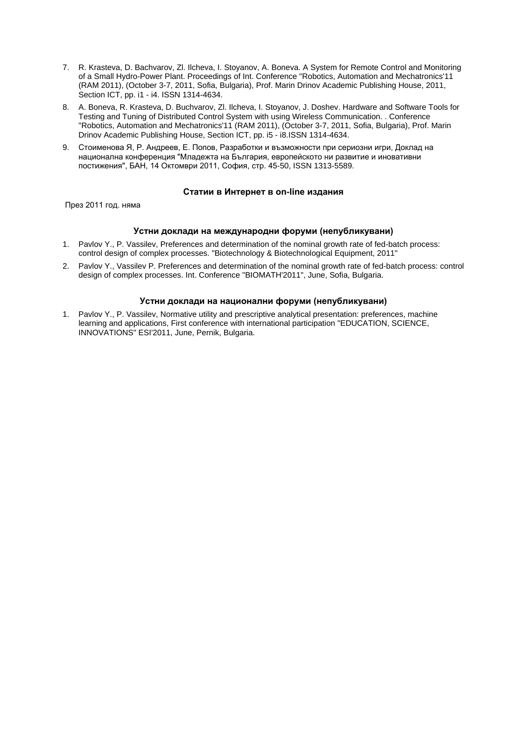7. R. Krasteva, D. Bachvarov, Zl. Ilcheva, I. Stoyanov, A. Boneva. A System for Remote Control and Monitoring of a Small Hydro-Power Plant. Proceedings of Int. Conference "Robotics, Automation and Mechatronics'11 (RAM 2011), (October 3-7, 2011, Sofia, Bulgaria), Prof. Marin Drinov Academic Publishing House, 2011, Section ICT, pp. i1 - i4. ISSN 1314-4634.
8. A. Boneva, R. Krasteva, D. Buchvarov, Zl. Ilcheva, I. Stoyanov, J. Doshev. Hardware and Software Tools for Testing and Tuning of Distributed Control System with using Wireless Communication. . Conference "Robotics, Automation and Mechatronics'11 (RAM 2011), (October 3-7, 2011, Sofia, Bulgaria), Prof. Marin Drinov Academic Publishing House, Section ICT, pp. i5 - i8.ISSN 1314-4634.
9. Стоименова Я, Р. Андреев, Е. Попов, Разработки и възможности при сериозни игри, Доклад на национална конференция "Младежта на България, европейското ни развитие и иновативни постижения", БАН, 14 Октомври 2011, София, стр. 45-50, ISSN 1313-5589.

### Статии в Интернет в on-line издания

През 2011 год. няма

### Устни доклади на международни форуми (непубликувани)

1. Pavlov Y., P. Vassilev, Preferences and determination of the nominal growth rate of fed-batch process: control design of complex processes. "Biotechnology & Biotechnological Equipment, 2011"
2. Pavlov Y., Vassilev P. Preferences and determination of the nominal growth rate of fed-batch process: control design of complex processes. Int. Conference "BIOMATH'2011", June, Sofia, Bulgaria.

### Устни доклади на национални форуми (непубликувани)

1. Pavlov Y., P. Vassilev, Normative utility and prescriptive analytical presentation: preferences, machine learning and applications, First conference with international participation "EDUCATION, SCIENCE, INNOVATIONS" ESI'2011, June, Pernik, Bulgaria.